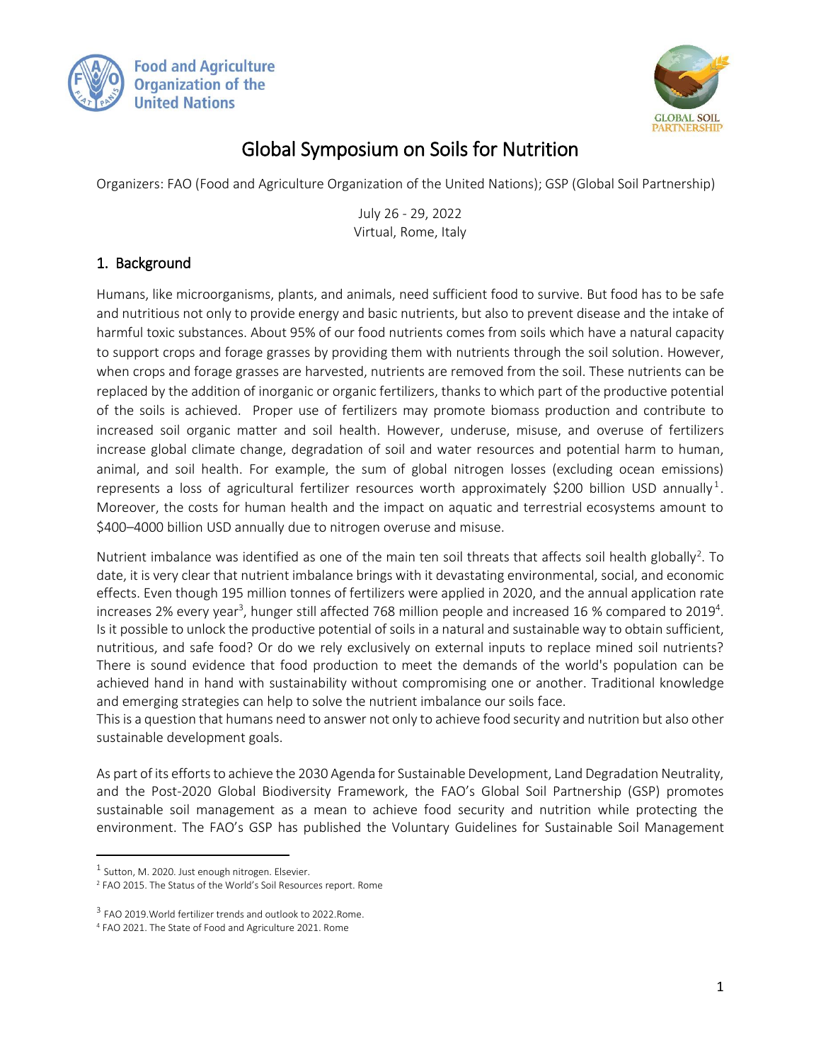# Global Symposium on Soils for Nutrition

Organizers: FAO (Food and Agriculture Organization of the United Nations); GSP (Global Soil Partnership)

July 26 - 29, 2022
Virtual, Rome, Italy

## 1. Background

Humans, like microorganisms, plants, and animals, need sufficient food to survive. But food has to be safe and nutritious not only to provide energy and basic nutrients, but also to prevent disease and the intake of harmful toxic substances. About 95% of our food nutrients comes from soils which have a natural capacity to support crops and forage grasses by providing them with nutrients through the soil solution. However, when crops and forage grasses are harvested, nutrients are removed from the soil. These nutrients can be replaced by the addition of inorganic or organic fertilizers, thanks to which part of the productive potential of the soils is achieved. Proper use of fertilizers may promote biomass production and contribute to increased soil organic matter and soil health. However, underuse, misuse, and overuse of fertilizers increase global climate change, degradation of soil and water resources and potential harm to human, animal, and soil health. For example, the sum of global nitrogen losses (excluding ocean emissions) represents a loss of agricultural fertilizer resources worth approximately $200 billion USD annually[1]. Moreover, the costs for human health and the impact on aquatic and terrestrial ecosystems amount to $400–4000 billion USD annually due to nitrogen overuse and misuse.

Nutrient imbalance was identified as one of the main ten soil threats that affects soil health globally[2]. To date, it is very clear that nutrient imbalance brings with it devastating environmental, social, and economic effects. Even though 195 million tonnes of fertilizers were applied in 2020, and the annual application rate increases 2% every year[3], hunger still affected 768 million people and increased 16 % compared to 2019[4]. Is it possible to unlock the productive potential of soils in a natural and sustainable way to obtain sufficient, nutritious, and safe food? Or do we rely exclusively on external inputs to replace mined soil nutrients? There is sound evidence that food production to meet the demands of the world's population can be achieved hand in hand with sustainability without compromising one or another. Traditional knowledge and emerging strategies can help to solve the nutrient imbalance our soils face.
This is a question that humans need to answer not only to achieve food security and nutrition but also other sustainable development goals.

As part of its efforts to achieve the 2030 Agenda for Sustainable Development, Land Degradation Neutrality, and the Post-2020 Global Biodiversity Framework, the FAO's Global Soil Partnership (GSP) promotes sustainable soil management as a mean to achieve food security and nutrition while protecting the environment. The FAO's GSP has published the Voluntary Guidelines for Sustainable Soil Management

---

[1] Sutton, M. 2020. Just enough nitrogen. Elsevier.
[2] FAO 2015. The Status of the World's Soil Resources report. Rome
[3] FAO 2019.World fertilizer trends and outlook to 2022.Rome.
[4] FAO 2021. The State of Food and Agriculture 2021. Rome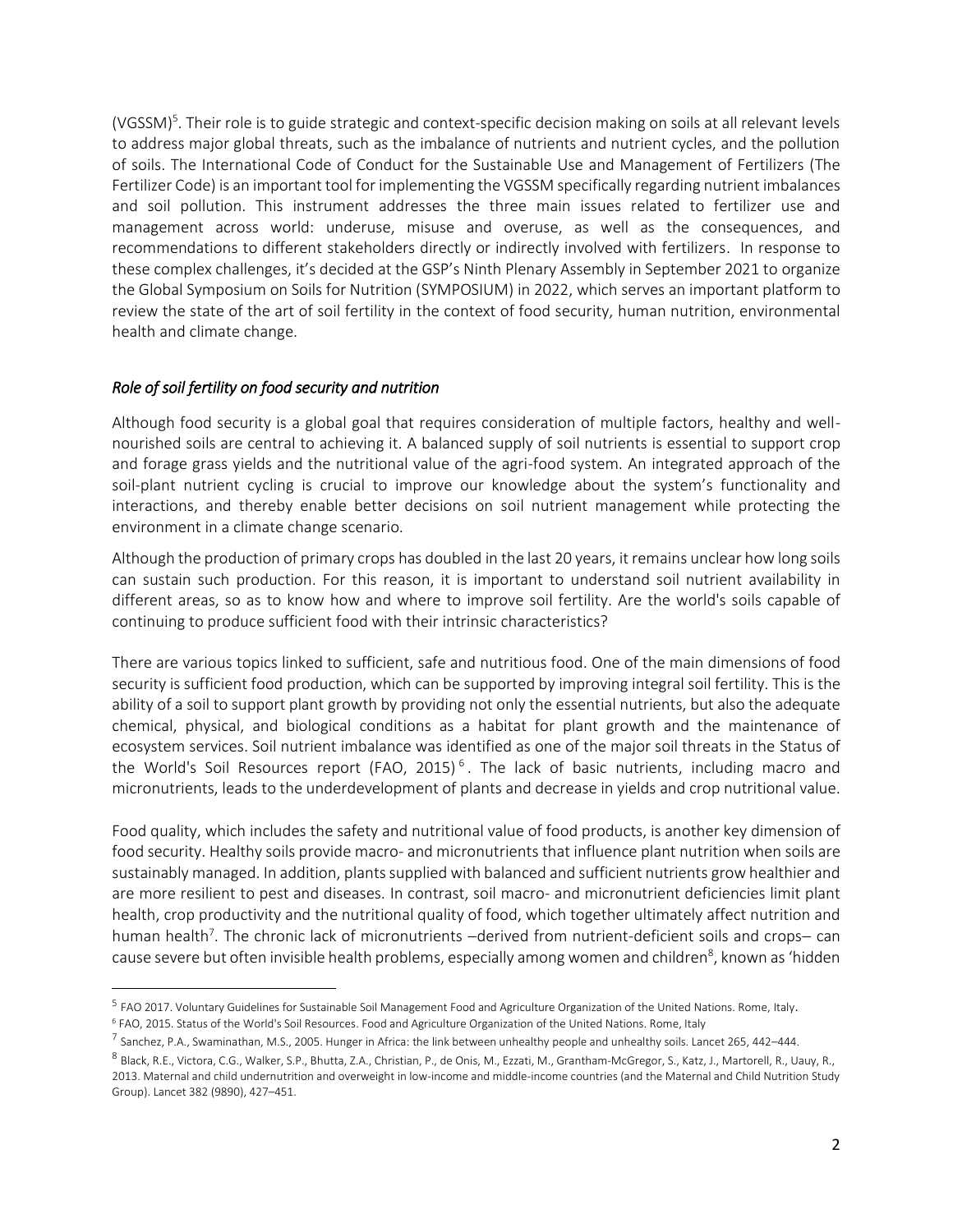(VGSSM)[5]. Their role is to guide strategic and context-specific decision making on soils at all relevant levels to address major global threats, such as the imbalance of nutrients and nutrient cycles, and the pollution of soils. The International Code of Conduct for the Sustainable Use and Management of Fertilizers (The Fertilizer Code) is an important tool for implementing the VGSSM specifically regarding nutrient imbalances and soil pollution. This instrument addresses the three main issues related to fertilizer use and management across world: underuse, misuse and overuse, as well as the consequences, and recommendations to different stakeholders directly or indirectly involved with fertilizers. In response to these complex challenges, it's decided at the GSP's Ninth Plenary Assembly in September 2021 to organize the Global Symposium on Soils for Nutrition (SYMPOSIUM) in 2022, which serves an important platform to review the state of the art of soil fertility in the context of food security, human nutrition, environmental health and climate change.

### *Role of soil fertility on food security and nutrition*

Although food security is a global goal that requires consideration of multiple factors, healthy and well-nourished soils are central to achieving it. A balanced supply of soil nutrients is essential to support crop and forage grass yields and the nutritional value of the agri-food system. An integrated approach of the soil-plant nutrient cycling is crucial to improve our knowledge about the system's functionality and interactions, and thereby enable better decisions on soil nutrient management while protecting the environment in a climate change scenario.

Although the production of primary crops has doubled in the last 20 years, it remains unclear how long soils can sustain such production. For this reason, it is important to understand soil nutrient availability in different areas, so as to know how and where to improve soil fertility. Are the world's soils capable of continuing to produce sufficient food with their intrinsic characteristics?

There are various topics linked to sufficient, safe and nutritious food. One of the main dimensions of food security is sufficient food production, which can be supported by improving integral soil fertility. This is the ability of a soil to support plant growth by providing not only the essential nutrients, but also the adequate chemical, physical, and biological conditions as a habitat for plant growth and the maintenance of ecosystem services. Soil nutrient imbalance was identified as one of the major soil threats in the Status of the World's Soil Resources report (FAO, 2015)[6]. The lack of basic nutrients, including macro and micronutrients, leads to the underdevelopment of plants and decrease in yields and crop nutritional value.

Food quality, which includes the safety and nutritional value of food products, is another key dimension of food security. Healthy soils provide macro- and micronutrients that influence plant nutrition when soils are sustainably managed. In addition, plants supplied with balanced and sufficient nutrients grow healthier and are more resilient to pest and diseases. In contrast, soil macro- and micronutrient deficiencies limit plant health, crop productivity and the nutritional quality of food, which together ultimately affect nutrition and human health[7]. The chronic lack of micronutrients –derived from nutrient-deficient soils and crops– can cause severe but often invisible health problems, especially among women and children[8], known as 'hidden

---

[5] FAO 2017. Voluntary Guidelines for Sustainable Soil Management Food and Agriculture Organization of the United Nations. Rome, Italy.

[6] FAO, 2015. Status of the World's Soil Resources. Food and Agriculture Organization of the United Nations. Rome, Italy

[7] Sanchez, P.A., Swaminathan, M.S., 2005. Hunger in Africa: the link between unhealthy people and unhealthy soils. Lancet 265, 442–444.

[8] Black, R.E., Victora, C.G., Walker, S.P., Bhutta, Z.A., Christian, P., de Onis, M., Ezzati, M., Grantham-McGregor, S., Katz, J., Martorell, R., Uauy, R., 2013. Maternal and child undernutrition and overweight in low-income and middle-income countries (and the Maternal and Child Nutrition Study Group). Lancet 382 (9890), 427–451.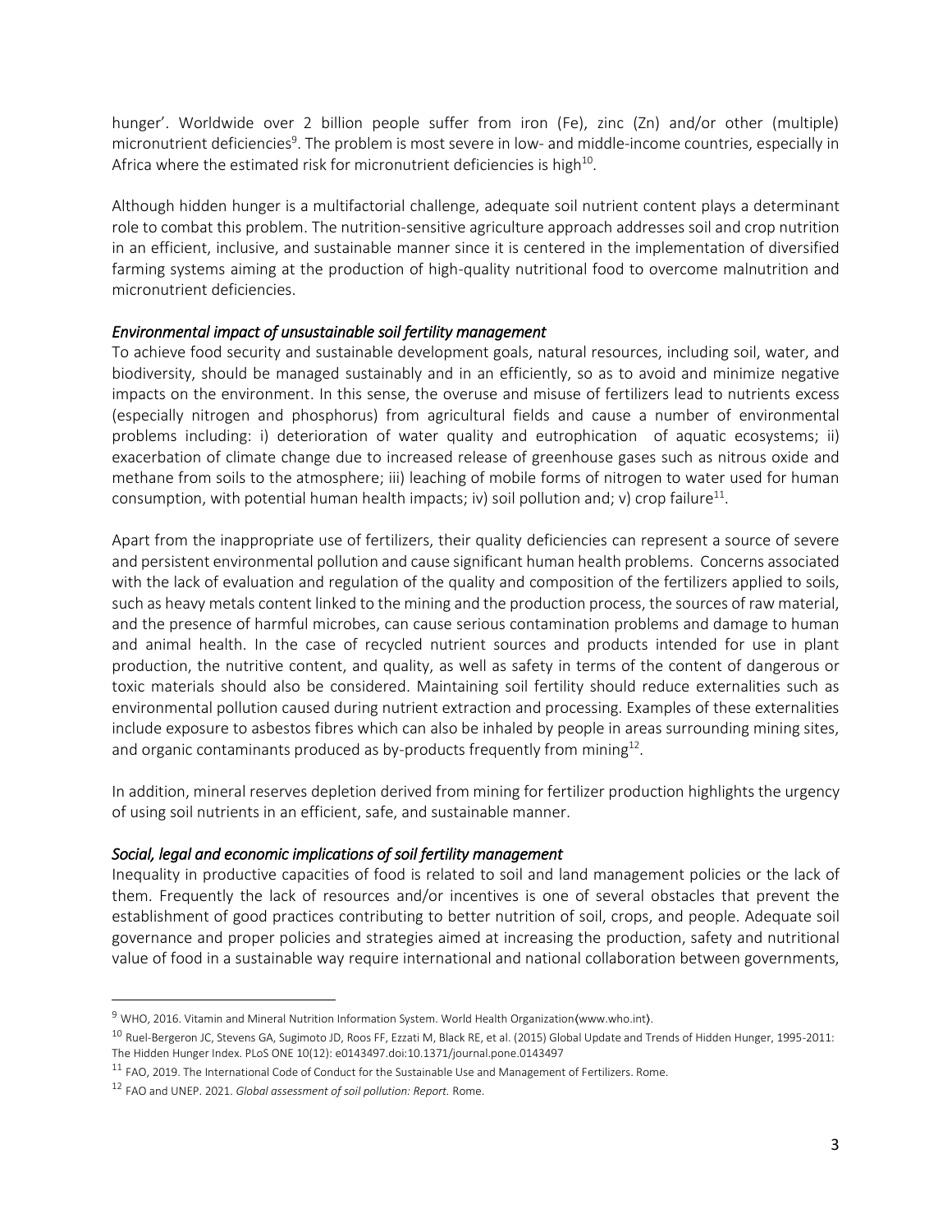hunger'. Worldwide over 2 billion people suffer from iron (Fe), zinc (Zn) and/or other (multiple) micronutrient deficiencies[9]. The problem is most severe in low- and middle-income countries, especially in Africa where the estimated risk for micronutrient deficiencies is high[10].

Although hidden hunger is a multifactorial challenge, adequate soil nutrient content plays a determinant role to combat this problem. The nutrition-sensitive agriculture approach addresses soil and crop nutrition in an efficient, inclusive, and sustainable manner since it is centered in the implementation of diversified farming systems aiming at the production of high-quality nutritional food to overcome malnutrition and micronutrient deficiencies.

*Environmental impact of unsustainable soil fertility management*

To achieve food security and sustainable development goals, natural resources, including soil, water, and biodiversity, should be managed sustainably and in an efficiently, so as to avoid and minimize negative impacts on the environment. In this sense, the overuse and misuse of fertilizers lead to nutrients excess (especially nitrogen and phosphorus) from agricultural fields and cause a number of environmental problems including: i) deterioration of water quality and eutrophication of aquatic ecosystems; ii) exacerbation of climate change due to increased release of greenhouse gases such as nitrous oxide and methane from soils to the atmosphere; iii) leaching of mobile forms of nitrogen to water used for human consumption, with potential human health impacts; iv) soil pollution and; v) crop failure[11].

Apart from the inappropriate use of fertilizers, their quality deficiencies can represent a source of severe and persistent environmental pollution and cause significant human health problems. Concerns associated with the lack of evaluation and regulation of the quality and composition of the fertilizers applied to soils, such as heavy metals content linked to the mining and the production process, the sources of raw material, and the presence of harmful microbes, can cause serious contamination problems and damage to human and animal health. In the case of recycled nutrient sources and products intended for use in plant production, the nutritive content, and quality, as well as safety in terms of the content of dangerous or toxic materials should also be considered. Maintaining soil fertility should reduce externalities such as environmental pollution caused during nutrient extraction and processing. Examples of these externalities include exposure to asbestos fibres which can also be inhaled by people in areas surrounding mining sites, and organic contaminants produced as by-products frequently from mining[12].

In addition, mineral reserves depletion derived from mining for fertilizer production highlights the urgency of using soil nutrients in an efficient, safe, and sustainable manner.

*Social, legal and economic implications of soil fertility management*

Inequality in productive capacities of food is related to soil and land management policies or the lack of them. Frequently the lack of resources and/or incentives is one of several obstacles that prevent the establishment of good practices contributing to better nutrition of soil, crops, and people. Adequate soil governance and proper policies and strategies aimed at increasing the production, safety and nutritional value of food in a sustainable way require international and national collaboration between governments,

---

[9] WHO, 2016. Vitamin and Mineral Nutrition Information System. World Health Organization(www.who.int).

[10] Ruel-Bergeron JC, Stevens GA, Sugimoto JD, Roos FF, Ezzati M, Black RE, et al. (2015) Global Update and Trends of Hidden Hunger, 1995-2011: The Hidden Hunger Index. PLoS ONE 10(12): e0143497.doi:10.1371/journal.pone.0143497

[11] FAO, 2019. The International Code of Conduct for the Sustainable Use and Management of Fertilizers. Rome.

[12] FAO and UNEP. 2021. *Global assessment of soil pollution: Report.* Rome.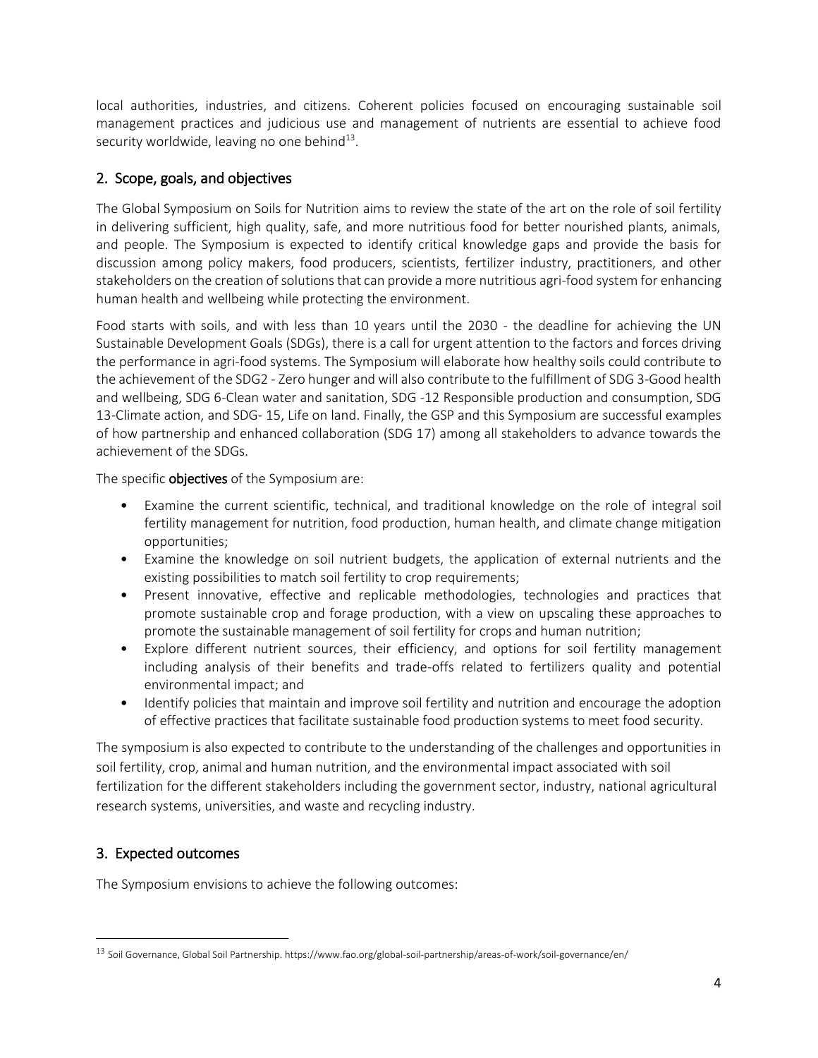local authorities, industries, and citizens. Coherent policies focused on encouraging sustainable soil management practices and judicious use and management of nutrients are essential to achieve food security worldwide, leaving no one behind[13].

## 2. Scope, goals, and objectives

The Global Symposium on Soils for Nutrition aims to review the state of the art on the role of soil fertility in delivering sufficient, high quality, safe, and more nutritious food for better nourished plants, animals, and people. The Symposium is expected to identify critical knowledge gaps and provide the basis for discussion among policy makers, food producers, scientists, fertilizer industry, practitioners, and other stakeholders on the creation of solutions that can provide a more nutritious agri-food system for enhancing human health and wellbeing while protecting the environment.

Food starts with soils, and with less than 10 years until the 2030 - the deadline for achieving the UN Sustainable Development Goals (SDGs), there is a call for urgent attention to the factors and forces driving the performance in agri-food systems. The Symposium will elaborate how healthy soils could contribute to the achievement of the SDG2 - Zero hunger and will also contribute to the fulfillment of SDG 3-Good health and wellbeing, SDG 6-Clean water and sanitation, SDG -12 Responsible production and consumption, SDG 13-Climate action, and SDG- 15, Life on land. Finally, the GSP and this Symposium are successful examples of how partnership and enhanced collaboration (SDG 17) among all stakeholders to advance towards the achievement of the SDGs.

The specific **objectives** of the Symposium are:

- Examine the current scientific, technical, and traditional knowledge on the role of integral soil fertility management for nutrition, food production, human health, and climate change mitigation opportunities;
- Examine the knowledge on soil nutrient budgets, the application of external nutrients and the existing possibilities to match soil fertility to crop requirements;
- Present innovative, effective and replicable methodologies, technologies and practices that promote sustainable crop and forage production, with a view on upscaling these approaches to promote the sustainable management of soil fertility for crops and human nutrition;
- Explore different nutrient sources, their efficiency, and options for soil fertility management including analysis of their benefits and trade-offs related to fertilizers quality and potential environmental impact; and
- Identify policies that maintain and improve soil fertility and nutrition and encourage the adoption of effective practices that facilitate sustainable food production systems to meet food security.

The symposium is also expected to contribute to the understanding of the challenges and opportunities in soil fertility, crop, animal and human nutrition, and the environmental impact associated with soil fertilization for the different stakeholders including the government sector, industry, national agricultural research systems, universities, and waste and recycling industry.

## 3. Expected outcomes

The Symposium envisions to achieve the following outcomes:

[13] Soil Governance, Global Soil Partnership. https://www.fao.org/global-soil-partnership/areas-of-work/soil-governance/en/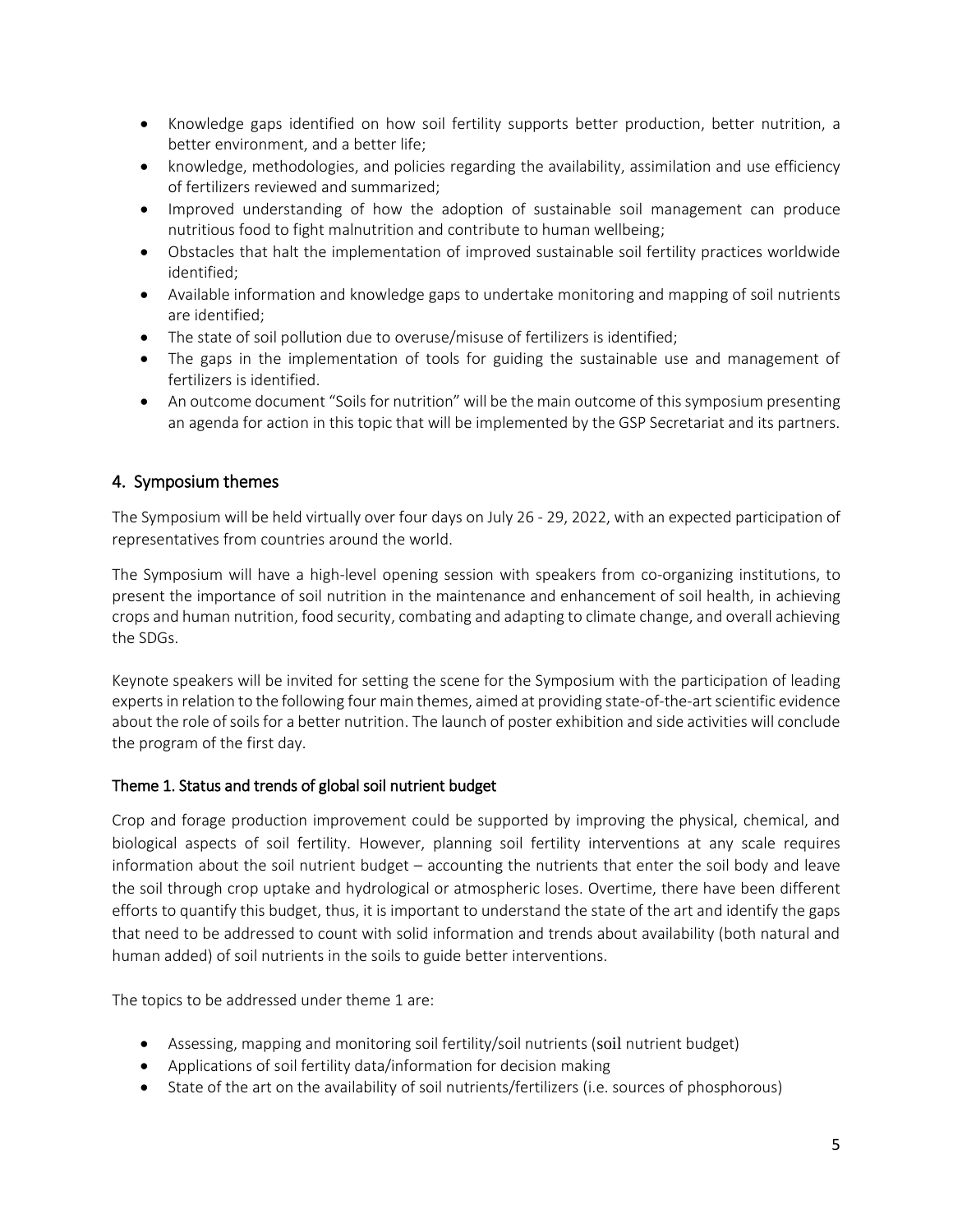- Knowledge gaps identified on how soil fertility supports better production, better nutrition, a better environment, and a better life;
- knowledge, methodologies, and policies regarding the availability, assimilation and use efficiency of fertilizers reviewed and summarized;
- Improved understanding of how the adoption of sustainable soil management can produce nutritious food to fight malnutrition and contribute to human wellbeing;
- Obstacles that halt the implementation of improved sustainable soil fertility practices worldwide identified;
- Available information and knowledge gaps to undertake monitoring and mapping of soil nutrients are identified;
- The state of soil pollution due to overuse/misuse of fertilizers is identified;
- The gaps in the implementation of tools for guiding the sustainable use and management of fertilizers is identified.
- An outcome document "Soils for nutrition" will be the main outcome of this symposium presenting an agenda for action in this topic that will be implemented by the GSP Secretariat and its partners.

## 4. Symposium themes

The Symposium will be held virtually over four days on July 26 - 29, 2022, with an expected participation of representatives from countries around the world.

The Symposium will have a high-level opening session with speakers from co-organizing institutions, to present the importance of soil nutrition in the maintenance and enhancement of soil health, in achieving crops and human nutrition, food security, combating and adapting to climate change, and overall achieving the SDGs.

Keynote speakers will be invited for setting the scene for the Symposium with the participation of leading experts in relation to the following four main themes, aimed at providing state-of-the-art scientific evidence about the role of soils for a better nutrition. The launch of poster exhibition and side activities will conclude the program of the first day.

### Theme 1. Status and trends of global soil nutrient budget

Crop and forage production improvement could be supported by improving the physical, chemical, and biological aspects of soil fertility. However, planning soil fertility interventions at any scale requires information about the soil nutrient budget – accounting the nutrients that enter the soil body and leave the soil through crop uptake and hydrological or atmospheric loses. Overtime, there have been different efforts to quantify this budget, thus, it is important to understand the state of the art and identify the gaps that need to be addressed to count with solid information and trends about availability (both natural and human added) of soil nutrients in the soils to guide better interventions.

The topics to be addressed under theme 1 are:

- Assessing, mapping and monitoring soil fertility/soil nutrients (soil nutrient budget)
- Applications of soil fertility data/information for decision making
- State of the art on the availability of soil nutrients/fertilizers (i.e. sources of phosphorous)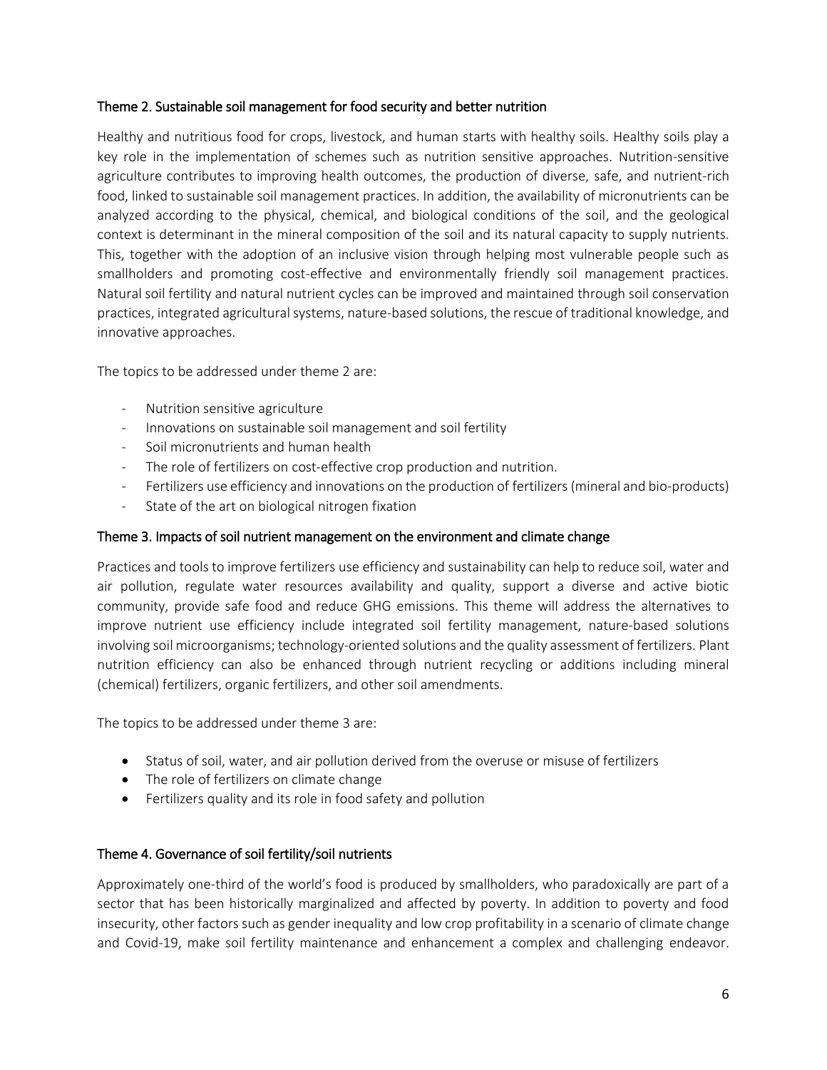## Theme 2. Sustainable soil management for food security and better nutrition

Healthy and nutritious food for crops, livestock, and human starts with healthy soils. Healthy soils play a key role in the implementation of schemes such as nutrition sensitive approaches. Nutrition-sensitive agriculture contributes to improving health outcomes, the production of diverse, safe, and nutrient-rich food, linked to sustainable soil management practices. In addition, the availability of micronutrients can be analyzed according to the physical, chemical, and biological conditions of the soil, and the geological context is determinant in the mineral composition of the soil and its natural capacity to supply nutrients. This, together with the adoption of an inclusive vision through helping most vulnerable people such as smallholders and promoting cost-effective and environmentally friendly soil management practices. Natural soil fertility and natural nutrient cycles can be improved and maintained through soil conservation practices, integrated agricultural systems, nature-based solutions, the rescue of traditional knowledge, and innovative approaches.

The topics to be addressed under theme 2 are:

- Nutrition sensitive agriculture
- Innovations on sustainable soil management and soil fertility
- Soil micronutrients and human health
- The role of fertilizers on cost-effective crop production and nutrition.
- Fertilizers use efficiency and innovations on the production of fertilizers (mineral and bio-products)
- State of the art on biological nitrogen fixation

## Theme 3. Impacts of soil nutrient management on the environment and climate change

Practices and tools to improve fertilizers use efficiency and sustainability can help to reduce soil, water and air pollution, regulate water resources availability and quality, support a diverse and active biotic community, provide safe food and reduce GHG emissions. This theme will address the alternatives to improve nutrient use efficiency include integrated soil fertility management, nature-based solutions involving soil microorganisms; technology-oriented solutions and the quality assessment of fertilizers. Plant nutrition efficiency can also be enhanced through nutrient recycling or additions including mineral (chemical) fertilizers, organic fertilizers, and other soil amendments.

The topics to be addressed under theme 3 are:

- Status of soil, water, and air pollution derived from the overuse or misuse of fertilizers
- The role of fertilizers on climate change
- Fertilizers quality and its role in food safety and pollution

## Theme 4. Governance of soil fertility/soil nutrients

Approximately one-third of the world's food is produced by smallholders, who paradoxically are part of a sector that has been historically marginalized and affected by poverty. In addition to poverty and food insecurity, other factors such as gender inequality and low crop profitability in a scenario of climate change and Covid-19, make soil fertility maintenance and enhancement a complex and challenging endeavor.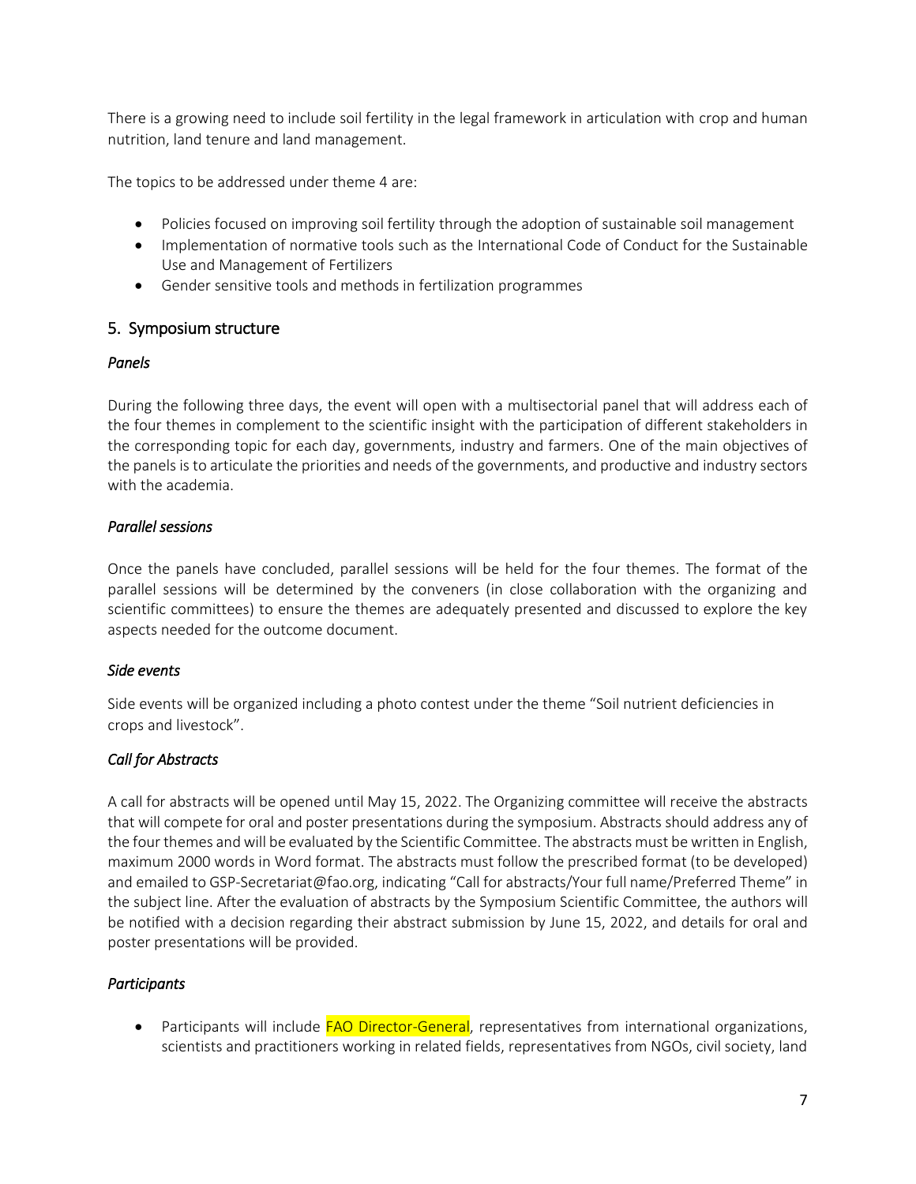There is a growing need to include soil fertility in the legal framework in articulation with crop and human nutrition, land tenure and land management.

The topics to be addressed under theme 4 are:

- Policies focused on improving soil fertility through the adoption of sustainable soil management
- Implementation of normative tools such as the International Code of Conduct for the Sustainable Use and Management of Fertilizers
- Gender sensitive tools and methods in fertilization programmes

## 5. Symposium structure

### *Panels*

During the following three days, the event will open with a multisectorial panel that will address each of the four themes in complement to the scientific insight with the participation of different stakeholders in the corresponding topic for each day, governments, industry and farmers. One of the main objectives of the panels is to articulate the priorities and needs of the governments, and productive and industry sectors with the academia.

### *Parallel sessions*

Once the panels have concluded, parallel sessions will be held for the four themes. The format of the parallel sessions will be determined by the conveners (in close collaboration with the organizing and scientific committees) to ensure the themes are adequately presented and discussed to explore the key aspects needed for the outcome document.

### *Side events*

Side events will be organized including a photo contest under the theme "Soil nutrient deficiencies in crops and livestock".

### *Call for Abstracts*

A call for abstracts will be opened until May 15, 2022. The Organizing committee will receive the abstracts that will compete for oral and poster presentations during the symposium. Abstracts should address any of the four themes and will be evaluated by the Scientific Committee. The abstracts must be written in English, maximum 2000 words in Word format. The abstracts must follow the prescribed format (to be developed) and emailed to GSP-Secretariat@fao.org, indicating "Call for abstracts/Your full name/Preferred Theme" in the subject line. After the evaluation of abstracts by the Symposium Scientific Committee, the authors will be notified with a decision regarding their abstract submission by June 15, 2022, and details for oral and poster presentations will be provided.

### *Participants*

- Participants will include FAO Director-General, representatives from international organizations, scientists and practitioners working in related fields, representatives from NGOs, civil society, land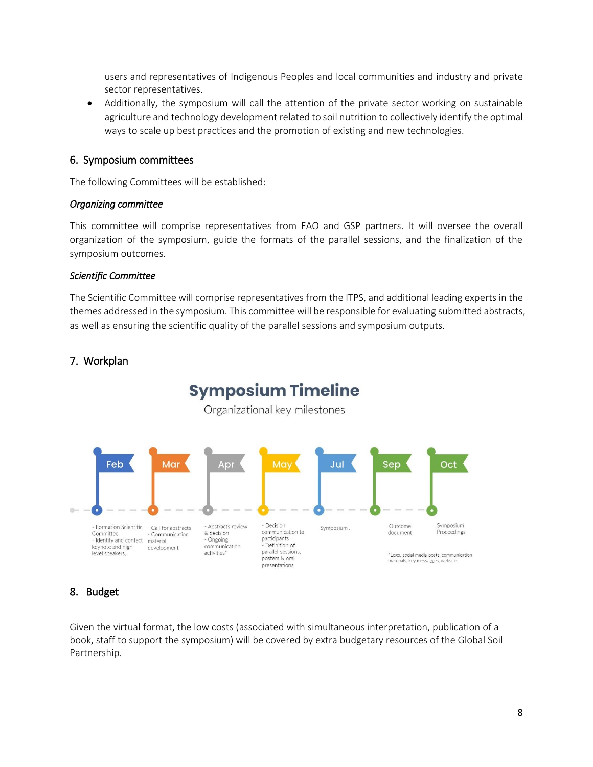users and representatives of Indigenous Peoples and local communities and industry and private sector representatives.

- Additionally, the symposium will call the attention of the private sector working on sustainable agriculture and technology development related to soil nutrition to collectively identify the optimal ways to scale up best practices and the promotion of existing and new technologies.

## 6. Symposium committees

The following Committees will be established:

***Organizing committee***

This committee will comprise representatives from FAO and GSP partners. It will oversee the overall organization of the symposium, guide the formats of the parallel sessions, and the finalization of the symposium outcomes.

***Scientific Committee***

The Scientific Committee will comprise representatives from the ITPS, and additional leading experts in the themes addressed in the symposium. This committee will be responsible for evaluating submitted abstracts, as well as ensuring the scientific quality of the parallel sessions and symposium outputs.

## 7. Workplan

**Symposium Timeline**

Organizational key milestones

Feb
- Formation Scientific Committee
- Identify and contact keynote and high-level speakers,

Mar
- Call for abstracts
- Communication material development

Apr
- Abstracts review & decision
- Ongoing communication activities*

May
- Decision communication to participants
- Definition of parallel sessions, posters & oral presentations

Jul
Symposium .

Sep
Outcome document

Oct
Symposium Proceedings

*Logo, social media posts, communication materials, key messagges, website.

## 8. Budget

Given the virtual format, the low costs (associated with simultaneous interpretation, publication of a book, staff to support the symposium) will be covered by extra budgetary resources of the Global Soil Partnership.